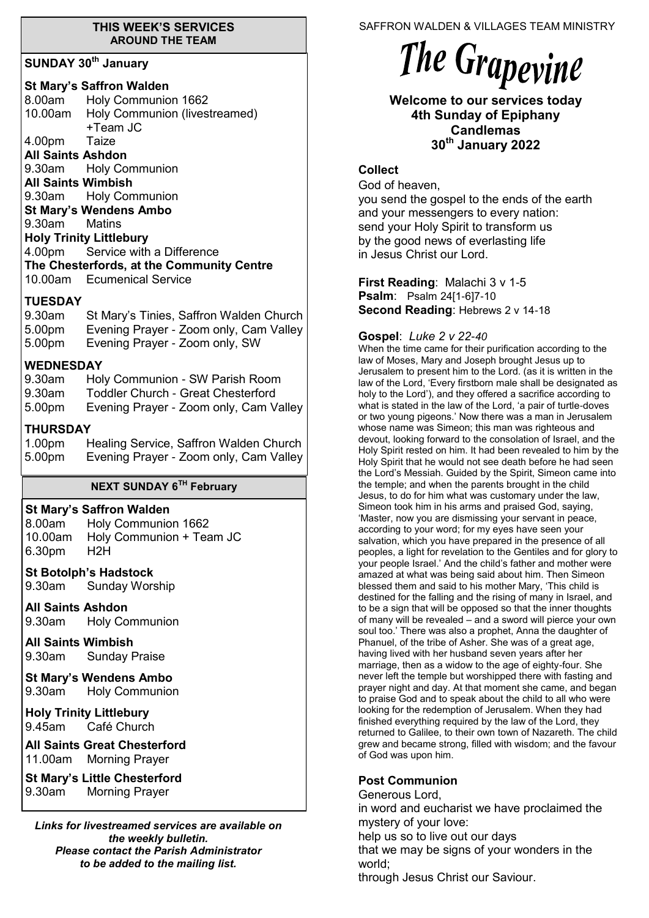## THIS WEEK'S SERVICES AROUND THE TEAM

### SUNDAY 30th January

**St Mary's Saffron Walden**
8.00am Holy Communion 1662
10.00am Holy Communion (livestreamed) +Team JC
4.00pm Taize

**All Saints Ashdon**
9.30am Holy Communion

**All Saints Wimbish**
9.30am Holy Communion

**St Mary's Wendens Ambo**
9.30am Matins

**Holy Trinity Littlebury**
4.00pm Service with a Difference

**The Chesterfords, at the Community Centre**
10.00am Ecumenical Service

### TUESDAY

9.30am St Mary's Tinies, Saffron Walden Church
5.00pm Evening Prayer - Zoom only, Cam Valley
5.00pm Evening Prayer - Zoom only, SW

### WEDNESDAY

9.30am Holy Communion - SW Parish Room
9.30am Toddler Church - Great Chesterford
5.00pm Evening Prayer - Zoom only, Cam Valley

### THURSDAY

1.00pm Healing Service, Saffron Walden Church
5.00pm Evening Prayer - Zoom only, Cam Valley

### NEXT SUNDAY 6TH February

**St Mary's Saffron Walden**
8.00am Holy Communion 1662
10.00am Holy Communion + Team JC
6.30pm H2H

**St Botolph's Hadstock**
9.30am Sunday Worship

**All Saints Ashdon**
9.30am Holy Communion

**All Saints Wimbish**
9.30am Sunday Praise

**St Mary's Wendens Ambo**
9.30am Holy Communion

**Holy Trinity Littlebury**
9.45am Café Church

**All Saints Great Chesterford**
11.00am Morning Prayer

**St Mary's Little Chesterford**
9.30am Morning Prayer

***Links for livestreamed services are available on the weekly bulletin. Please contact the Parish Administrator to be added to the mailing list.***

SAFFRON WALDEN & VILLAGES TEAM MINISTRY

# The Grapevine

**Welcome to our services today**
**4th Sunday of Epiphany**
**Candlemas**
**30th January 2022**

### Collect

God of heaven,
you send the gospel to the ends of the earth
and your messengers to every nation:
send your Holy Spirit to transform us
by the good news of everlasting life
in Jesus Christ our Lord.

**First Reading**: Malachi 3 v 1-5
**Psalm**: Psalm 24[1-6]7-10
**Second Reading**: Hebrews 2 v 14-18

**Gospel**: *Luke 2 v 22-40*

When the time came for their purification according to the law of Moses, Mary and Joseph brought Jesus up to Jerusalem to present him to the Lord. (as it is written in the law of the Lord, 'Every firstborn male shall be designated as holy to the Lord'), and they offered a sacrifice according to what is stated in the law of the Lord, 'a pair of turtle-doves or two young pigeons.' Now there was a man in Jerusalem whose name was Simeon; this man was righteous and devout, looking forward to the consolation of Israel, and the Holy Spirit rested on him. It had been revealed to him by the Holy Spirit that he would not see death before he had seen the Lord's Messiah. Guided by the Spirit, Simeon came into the temple; and when the parents brought in the child Jesus, to do for him what was customary under the law, Simeon took him in his arms and praised God, saying, 'Master, now you are dismissing your servant in peace, according to your word; for my eyes have seen your salvation, which you have prepared in the presence of all peoples, a light for revelation to the Gentiles and for glory to your people Israel.' And the child's father and mother were amazed at what was being said about him. Then Simeon blessed them and said to his mother Mary, 'This child is destined for the falling and the rising of many in Israel, and to be a sign that will be opposed so that the inner thoughts of many will be revealed – and a sword will pierce your own soul too.' There was also a prophet, Anna the daughter of Phanuel, of the tribe of Asher. She was of a great age, having lived with her husband seven years after her marriage, then as a widow to the age of eighty-four. She never left the temple but worshipped there with fasting and prayer night and day. At that moment she came, and began to praise God and to speak about the child to all who were looking for the redemption of Jerusalem. When they had finished everything required by the law of the Lord, they returned to Galilee, to their own town of Nazareth. The child grew and became strong, filled with wisdom; and the favour of God was upon him.

### Post Communion

Generous Lord,
in word and eucharist we have proclaimed the mystery of your love:
help us so to live out our days
that we may be signs of your wonders in the world;
through Jesus Christ our Saviour.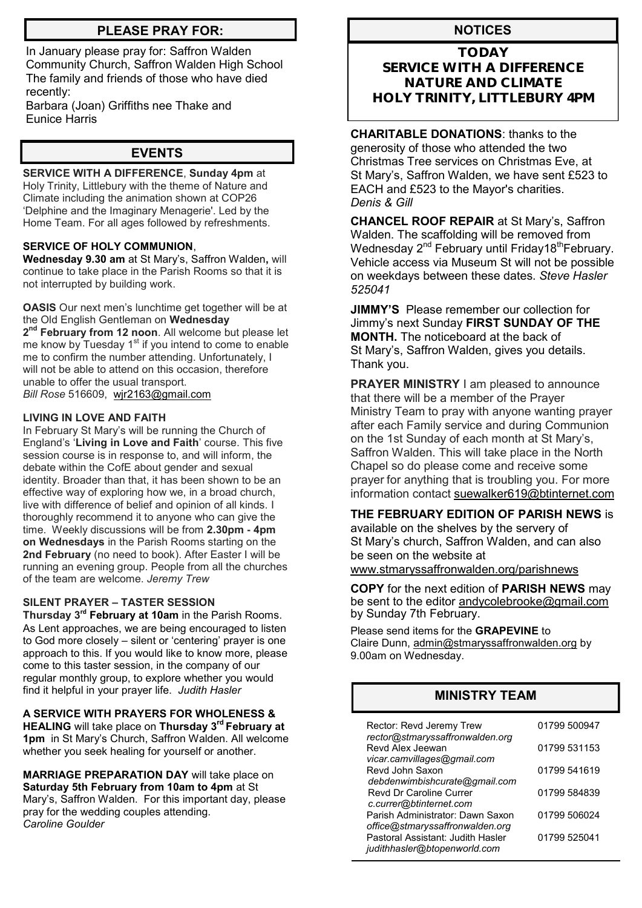## PLEASE PRAY FOR:

In January please pray for: Saffron Walden Community Church, Saffron Walden High School
The family and friends of those who have died recently:
Barbara (Joan) Griffiths nee Thake and Eunice Harris

## EVENTS

**SERVICE WITH A DIFFERENCE**, **Sunday 4pm** at Holy Trinity, Littlebury with the theme of Nature and Climate including the animation shown at COP26 'Delphine and the Imaginary Menagerie'. Led by the Home Team. For all ages followed by refreshments.

**SERVICE OF HOLY COMMUNION**, **Wednesday 9.30 am** at St Mary's, Saffron Walden**,** will continue to take place in the Parish Rooms so that it is not interrupted by building work.

**OASIS** Our next men's lunchtime get together will be at the Old English Gentleman on **Wednesday 2nd February from 12 noon**. All welcome but please let me know by Tuesday 1st if you intend to come to enable me to confirm the number attending. Unfortunately, I will not be able to attend on this occasion, therefore unable to offer the usual transport.
*Bill Rose* 516609, wjr2163@gmail.com

**LIVING IN LOVE AND FAITH**
In February St Mary's will be running the Church of England's '**Living in Love and Faith**' course. This five session course is in response to, and will inform, the debate within the CofE about gender and sexual identity. Broader than that, it has been shown to be an effective way of exploring how we, in a broad church, live with difference of belief and opinion of all kinds. I thoroughly recommend it to anyone who can give the time. Weekly discussions will be from **2.30pm - 4pm on Wednesdays** in the Parish Rooms starting on the **2nd February** (no need to book). After Easter I will be running an evening group. People from all the churches of the team are welcome. *Jeremy Trew*

**SILENT PRAYER – TASTER SESSION**
**Thursday 3rd February at 10am** in the Parish Rooms. As Lent approaches, we are being encouraged to listen to God more closely – silent or 'centering' prayer is one approach to this. If you would like to know more, please come to this taster session, in the company of our regular monthly group, to explore whether you would find it helpful in your prayer life. *Judith Hasler*

**A SERVICE WITH PRAYERS FOR WHOLENESS & HEALING** will take place on **Thursday 3rd February at 1pm** in St Mary's Church, Saffron Walden. All welcome whether you seek healing for yourself or another.

**MARRIAGE PREPARATION DAY** will take place on **Saturday 5th February from 10am to 4pm** at St Mary's, Saffron Walden. For this important day, please pray for the wedding couples attending.
*Caroline Goulder*

## NOTICES

**TODAY**
**SERVICE WITH A DIFFERENCE**
**NATURE AND CLIMATE**
**HOLY TRINITY, LITTLEBURY 4PM**

**CHARITABLE DONATIONS**: thanks to the generosity of those who attended the two Christmas Tree services on Christmas Eve, at St Mary's, Saffron Walden, we have sent £523 to EACH and £523 to the Mayor's charities.
*Denis & Gill*

**CHANCEL ROOF REPAIR** at St Mary's, Saffron Walden. The scaffolding will be removed from Wednesday 2nd February until Friday18th February. Vehicle access via Museum St will not be possible on weekdays between these dates. *Steve Hasler 525041*

**JIMMY'S** Please remember our collection for Jimmy's next Sunday **FIRST SUNDAY OF THE MONTH.** The noticeboard at the back of St Mary's, Saffron Walden, gives you details. Thank you.

**PRAYER MINISTRY** I am pleased to announce that there will be a member of the Prayer Ministry Team to pray with anyone wanting prayer after each Family service and during Communion on the 1st Sunday of each month at St Mary's, Saffron Walden. This will take place in the North Chapel so do please come and receive some prayer for anything that is troubling you. For more information contact suewalker619@btinternet.com

**THE FEBRUARY EDITION OF PARISH NEWS** is available on the shelves by the servery of St Mary's church, Saffron Walden, and can also be seen on the website at www.stmaryssaffronwalden.org/parishnews

**COPY** for the next edition of **PARISH NEWS** may be sent to the editor andycolebrooke@gmail.com by Sunday 7th February.

Please send items for the **GRAPEVINE** to Claire Dunn, admin@stmaryssaffronwalden.org by 9.00am on Wednesday.

## MINISTRY TEAM

| | |
|---|---|
| Rector: Revd Jeremy Trew<br>*rector@stmaryssaffronwalden.org* | 01799 500947 |
| Revd Alex Jeewan<br>*vicar.camvillages@gmail.com* | 01799 531153 |
| Revd John Saxon<br>*debdenwimbishcurate@gmail.com* | 01799 541619 |
| Revd Dr Caroline Currer<br>*c.currer@btinternet.com* | 01799 584839 |
| Parish Administrator: Dawn Saxon<br>*office@stmaryssaffronwalden.org* | 01799 506024 |
| Pastoral Assistant: Judith Hasler<br>*judithhasler@btopenworld.com* | 01799 525041 |